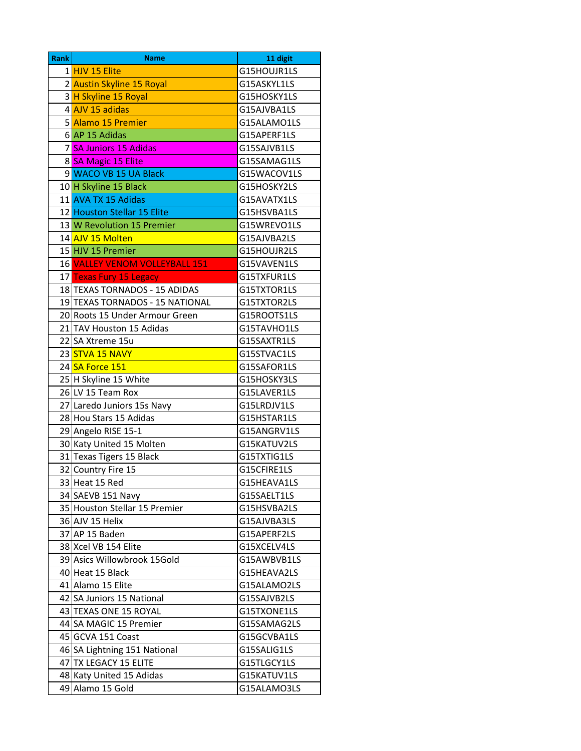| Rank | Name | 11 digit |
|---|---|---|
| 1 | HJV 15 Elite | G15HOUJR1LS |
| 2 | Austin Skyline 15 Royal | G15ASKYL1LS |
| 3 | H Skyline 15 Royal | G15HOSKY1LS |
| 4 | AJV 15 adidas | G15AJVBA1LS |
| 5 | Alamo 15 Premier | G15ALAMO1LS |
| 6 | AP 15 Adidas | G15APERF1LS |
| 7 | SA Juniors 15 Adidas | G15SAJVB1LS |
| 8 | SA Magic 15 Elite | G15SAMAG1LS |
| 9 | WACO VB 15 UA Black | G15WACOV1LS |
| 10 | H Skyline 15 Black | G15HOSKY2LS |
| 11 | AVA TX 15 Adidas | G15AVATX1LS |
| 12 | Houston Stellar 15 Elite | G15HSVBA1LS |
| 13 | W Revolution 15 Premier | G15WREVO1LS |
| 14 | AJV 15 Molten | G15AJVBA2LS |
| 15 | HJV 15 Premier | G15HOUJR2LS |
| 16 | VALLEY VENOM VOLLEYBALL 151 | G15VAVEN1LS |
| 17 | Texas Fury 15 Legacy | G15TXFUR1LS |
| 18 | TEXAS TORNADOS - 15 ADIDAS | G15TXTOR1LS |
| 19 | TEXAS TORNADOS - 15 NATIONAL | G15TXTOR2LS |
| 20 | Roots 15 Under Armour Green | G15ROOTS1LS |
| 21 | TAV Houston 15 Adidas | G15TAVHO1LS |
| 22 | SA Xtreme 15u | G15SAXTR1LS |
| 23 | STVA 15 NAVY | G15STVAC1LS |
| 24 | SA Force 151 | G15SAFOR1LS |
| 25 | H Skyline 15 White | G15HOSKY3LS |
| 26 | LV 15 Team Rox | G15LAVER1LS |
| 27 | Laredo Juniors 15s Navy | G15LRDJV1LS |
| 28 | Hou Stars 15 Adidas | G15HSTAR1LS |
| 29 | Angelo RISE 15-1 | G15ANGRV1LS |
| 30 | Katy United 15 Molten | G15KATUV2LS |
| 31 | Texas Tigers 15 Black | G15TXTIG1LS |
| 32 | Country Fire 15 | G15CFIRE1LS |
| 33 | Heat 15 Red | G15HEAVA1LS |
| 34 | SAEVB 151 Navy | G15SAELT1LS |
| 35 | Houston Stellar 15 Premier | G15HSVBA2LS |
| 36 | AJV 15 Helix | G15AJVBA3LS |
| 37 | AP 15 Baden | G15APERF2LS |
| 38 | Xcel VB 154 Elite | G15XCELV4LS |
| 39 | Asics Willowbrook 15Gold | G15AWBVB1LS |
| 40 | Heat 15 Black | G15HEAVA2LS |
| 41 | Alamo 15 Elite | G15ALAMO2LS |
| 42 | SA Juniors 15 National | G15SAJVB2LS |
| 43 | TEXAS ONE 15 ROYAL | G15TXONE1LS |
| 44 | SA MAGIC 15 Premier | G15SAMAG2LS |
| 45 | GCVA 151 Coast | G15GCVBA1LS |
| 46 | SA Lightning 151 National | G15SALIG1LS |
| 47 | TX LEGACY 15 ELITE | G15TLGCY1LS |
| 48 | Katy United 15 Adidas | G15KATUV1LS |
| 49 | Alamo 15 Gold | G15ALAMO3LS |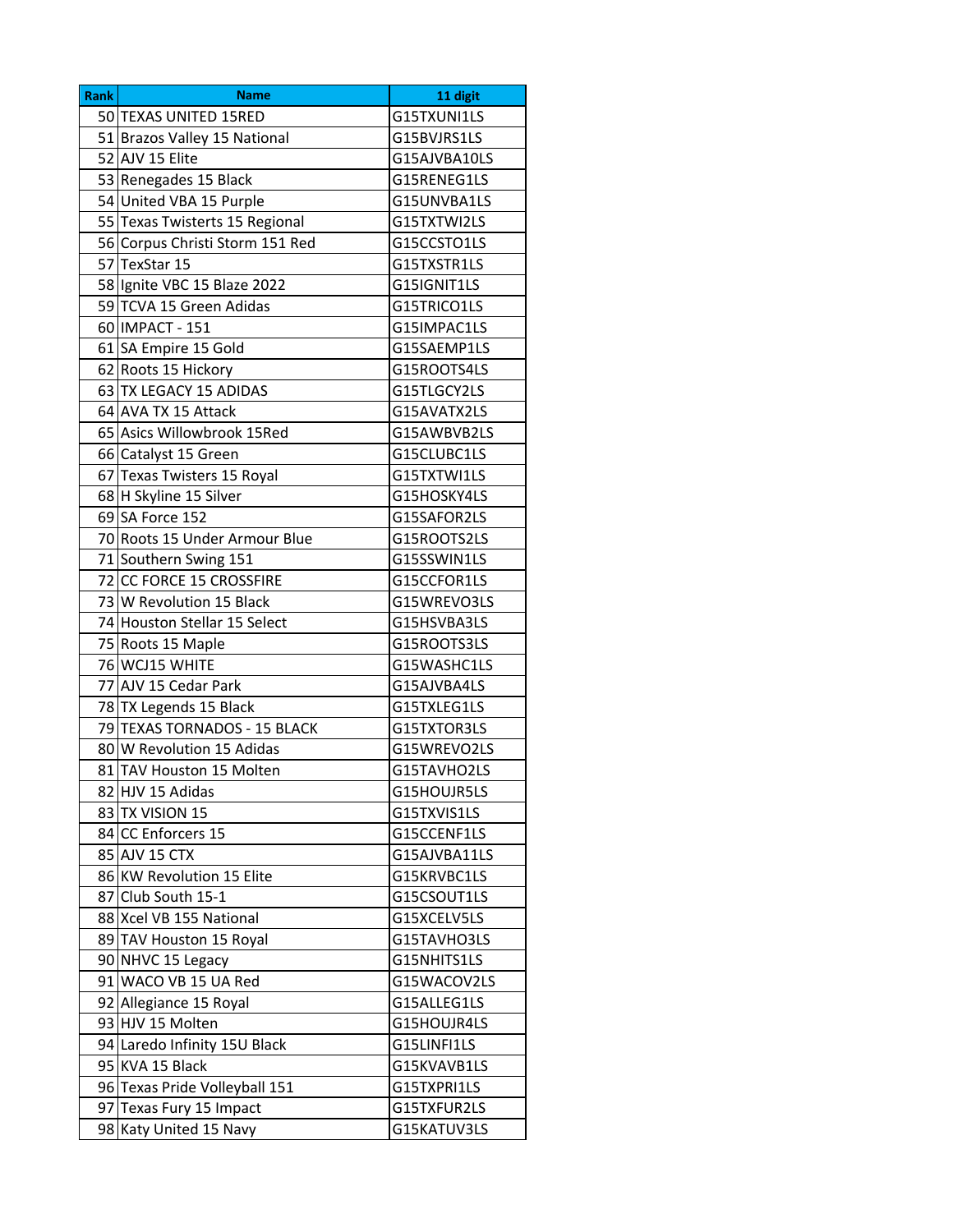| Rank | Name | 11 digit |
|---|---|---|
| 50 | TEXAS UNITED 15RED | G15TXUNI1LS |
| 51 | Brazos Valley 15 National | G15BVJRS1LS |
| 52 | AJV 15 Elite | G15AJVBA10LS |
| 53 | Renegades 15 Black | G15RENEG1LS |
| 54 | United VBA 15 Purple | G15UNVBA1LS |
| 55 | Texas Twisterts 15 Regional | G15TXTWI2LS |
| 56 | Corpus Christi Storm 151 Red | G15CCSTO1LS |
| 57 | TexStar 15 | G15TXSTR1LS |
| 58 | Ignite VBC 15 Blaze 2022 | G15IGNIT1LS |
| 59 | TCVA 15 Green Adidas | G15TRICO1LS |
| 60 | IMPACT - 151 | G15IMPAC1LS |
| 61 | SA Empire 15 Gold | G15SAEMP1LS |
| 62 | Roots 15 Hickory | G15ROOTS4LS |
| 63 | TX LEGACY 15 ADIDAS | G15TLGCY2LS |
| 64 | AVA TX 15 Attack | G15AVATX2LS |
| 65 | Asics Willowbrook 15Red | G15AWBVB2LS |
| 66 | Catalyst 15 Green | G15CLUBC1LS |
| 67 | Texas Twisters 15 Royal | G15TXTWI1LS |
| 68 | H Skyline 15 Silver | G15HOSKY4LS |
| 69 | SA Force 152 | G15SAFOR2LS |
| 70 | Roots 15 Under Armour Blue | G15ROOTS2LS |
| 71 | Southern Swing 151 | G15SSWIN1LS |
| 72 | CC FORCE 15 CROSSFIRE | G15CCFOR1LS |
| 73 | W Revolution 15 Black | G15WREVO3LS |
| 74 | Houston Stellar 15 Select | G15HSVBA3LS |
| 75 | Roots 15 Maple | G15ROOTS3LS |
| 76 | WCJ15 WHITE | G15WASHC1LS |
| 77 | AJV 15 Cedar Park | G15AJVBA4LS |
| 78 | TX Legends 15 Black | G15TXLEG1LS |
| 79 | TEXAS TORNADOS - 15 BLACK | G15TXTOR3LS |
| 80 | W Revolution 15 Adidas | G15WREVO2LS |
| 81 | TAV Houston 15 Molten | G15TAVHO2LS |
| 82 | HJV 15 Adidas | G15HOUJR5LS |
| 83 | TX VISION 15 | G15TXVIS1LS |
| 84 | CC Enforcers 15 | G15CCENF1LS |
| 85 | AJV 15 CTX | G15AJVBA11LS |
| 86 | KW Revolution 15 Elite | G15KRVBC1LS |
| 87 | Club South 15-1 | G15CSOUT1LS |
| 88 | Xcel VB 155 National | G15XCELV5LS |
| 89 | TAV Houston 15 Royal | G15TAVHO3LS |
| 90 | NHVC 15 Legacy | G15NHITS1LS |
| 91 | WACO VB 15 UA Red | G15WACOV2LS |
| 92 | Allegiance 15 Royal | G15ALLEG1LS |
| 93 | HJV 15 Molten | G15HOUJR4LS |
| 94 | Laredo Infinity 15U Black | G15LINFI1LS |
| 95 | KVA 15 Black | G15KVAVB1LS |
| 96 | Texas Pride Volleyball 151 | G15TXPRI1LS |
| 97 | Texas Fury 15 Impact | G15TXFUR2LS |
| 98 | Katy United 15 Navy | G15KATUV3LS |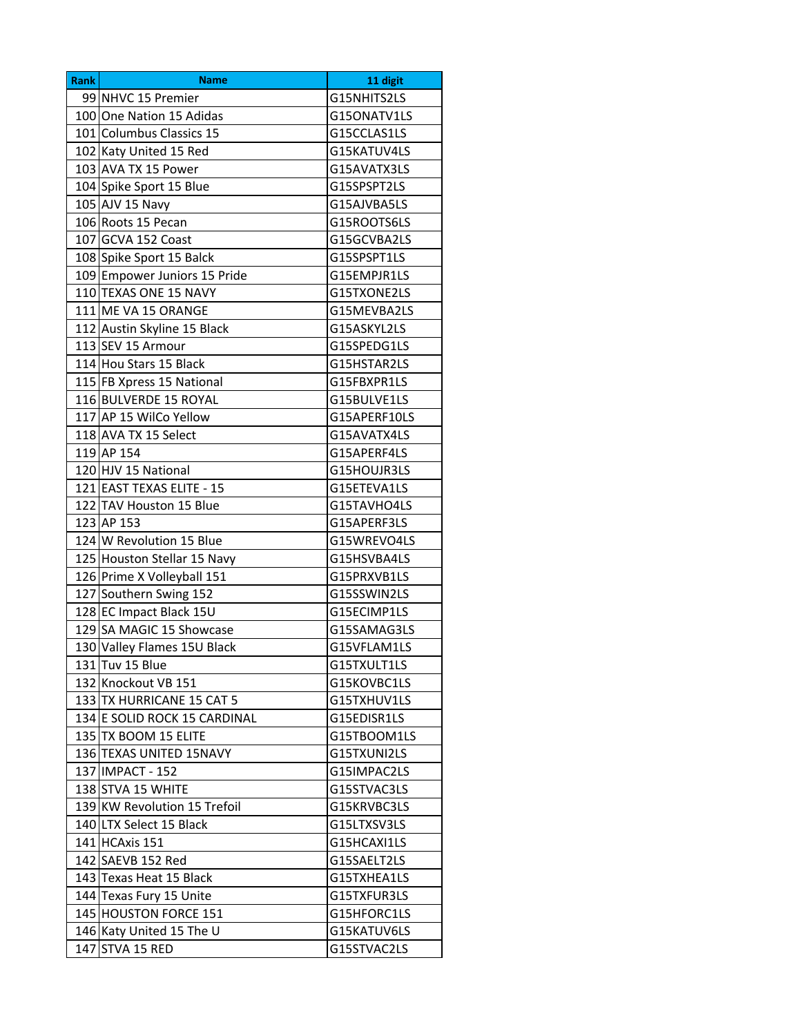| Rank | Name | 11 digit |
|---|---|---|
| 99 | NHVC 15 Premier | G15NHITS2LS |
| 100 | One Nation 15 Adidas | G15ONATV1LS |
| 101 | Columbus Classics 15 | G15CCLAS1LS |
| 102 | Katy United 15 Red | G15KATUV4LS |
| 103 | AVA TX 15 Power | G15AVATX3LS |
| 104 | Spike Sport 15 Blue | G15SPSPT2LS |
| 105 | AJV 15 Navy | G15AJVBA5LS |
| 106 | Roots 15 Pecan | G15ROOTS6LS |
| 107 | GCVA 152 Coast | G15GCVBA2LS |
| 108 | Spike Sport 15 Balck | G15SPSPT1LS |
| 109 | Empower Juniors 15 Pride | G15EMPJR1LS |
| 110 | TEXAS ONE 15 NAVY | G15TXONE2LS |
| 111 | ME VA 15 ORANGE | G15MEVBA2LS |
| 112 | Austin Skyline 15 Black | G15ASKYL2LS |
| 113 | SEV 15 Armour | G15SPEDG1LS |
| 114 | Hou Stars 15 Black | G15HSTAR2LS |
| 115 | FB Xpress 15 National | G15FBXPR1LS |
| 116 | BULVERDE 15 ROYAL | G15BULVE1LS |
| 117 | AP 15 WilCo Yellow | G15APERF10LS |
| 118 | AVA TX 15 Select | G15AVATX4LS |
| 119 | AP 154 | G15APERF4LS |
| 120 | HJV 15 National | G15HOUJR3LS |
| 121 | EAST TEXAS ELITE - 15 | G15ETEVA1LS |
| 122 | TAV Houston 15 Blue | G15TAVHO4LS |
| 123 | AP 153 | G15APERF3LS |
| 124 | W Revolution 15 Blue | G15WREVO4LS |
| 125 | Houston Stellar 15 Navy | G15HSVBA4LS |
| 126 | Prime X Volleyball 151 | G15PRXVB1LS |
| 127 | Southern Swing 152 | G15SSWIN2LS |
| 128 | EC Impact Black 15U | G15ECIMP1LS |
| 129 | SA MAGIC 15 Showcase | G15SAMAG3LS |
| 130 | Valley Flames 15U Black | G15VFLAM1LS |
| 131 | Tuv 15 Blue | G15TXULT1LS |
| 132 | Knockout VB 151 | G15KOVBC1LS |
| 133 | TX HURRICANE 15 CAT 5 | G15TXHUV1LS |
| 134 | E SOLID ROCK 15 CARDINAL | G15EDISR1LS |
| 135 | TX BOOM 15 ELITE | G15TBOOM1LS |
| 136 | TEXAS UNITED 15NAVY | G15TXUNI2LS |
| 137 | IMPACT - 152 | G15IMPAC2LS |
| 138 | STVA 15 WHITE | G15STVAC3LS |
| 139 | KW Revolution 15 Trefoil | G15KRVBC3LS |
| 140 | LTX Select 15 Black | G15LTXSV3LS |
| 141 | HCAxis 151 | G15HCAXI1LS |
| 142 | SAEVB 152 Red | G15SAELT2LS |
| 143 | Texas Heat 15 Black | G15TXHEA1LS |
| 144 | Texas Fury 15 Unite | G15TXFUR3LS |
| 145 | HOUSTON FORCE 151 | G15HFORC1LS |
| 146 | Katy United 15 The U | G15KATUV6LS |
| 147 | STVA 15 RED | G15STVAC2LS |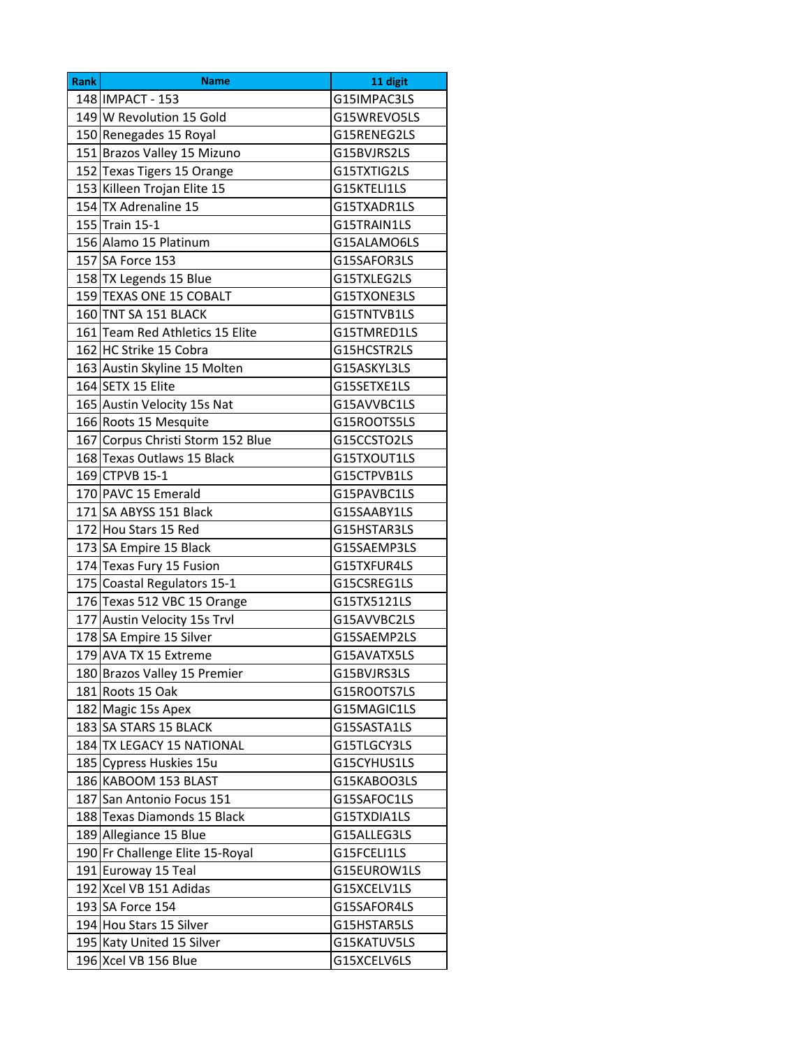| Rank | Name | 11 digit |
|---|---|---|
| 148 | IMPACT - 153 | G15IMPAC3LS |
| 149 | W Revolution 15 Gold | G15WREVO5LS |
| 150 | Renegades 15 Royal | G15RENEG2LS |
| 151 | Brazos Valley 15 Mizuno | G15BVJRS2LS |
| 152 | Texas Tigers 15 Orange | G15TXTIG2LS |
| 153 | Killeen Trojan Elite 15 | G15KTELI1LS |
| 154 | TX Adrenaline 15 | G15TXADR1LS |
| 155 | Train 15-1 | G15TRAIN1LS |
| 156 | Alamo 15 Platinum | G15ALAMO6LS |
| 157 | SA Force 153 | G15SAFOR3LS |
| 158 | TX Legends 15 Blue | G15TXLEG2LS |
| 159 | TEXAS ONE 15 COBALT | G15TXONE3LS |
| 160 | TNT SA 151 BLACK | G15TNTVB1LS |
| 161 | Team Red Athletics 15 Elite | G15TMRED1LS |
| 162 | HC Strike 15 Cobra | G15HCSTR2LS |
| 163 | Austin Skyline 15 Molten | G15ASKYL3LS |
| 164 | SETX 15 Elite | G15SETXE1LS |
| 165 | Austin Velocity 15s Nat | G15AVVBC1LS |
| 166 | Roots 15 Mesquite | G15ROOTS5LS |
| 167 | Corpus Christi Storm 152 Blue | G15CCSTO2LS |
| 168 | Texas Outlaws 15 Black | G15TXOUT1LS |
| 169 | CTPVB 15-1 | G15CTPVB1LS |
| 170 | PAVC 15 Emerald | G15PAVBC1LS |
| 171 | SA ABYSS 151 Black | G15SAABY1LS |
| 172 | Hou Stars 15 Red | G15HSTAR3LS |
| 173 | SA Empire 15 Black | G15SAEMP3LS |
| 174 | Texas Fury 15 Fusion | G15TXFUR4LS |
| 175 | Coastal Regulators 15-1 | G15CSREG1LS |
| 176 | Texas 512 VBC 15 Orange | G15TX5121LS |
| 177 | Austin Velocity 15s Trvl | G15AVVBC2LS |
| 178 | SA Empire 15 Silver | G15SAEMP2LS |
| 179 | AVA TX 15 Extreme | G15AVATX5LS |
| 180 | Brazos Valley 15 Premier | G15BVJRS3LS |
| 181 | Roots 15 Oak | G15ROOTS7LS |
| 182 | Magic 15s Apex | G15MAGIC1LS |
| 183 | SA STARS 15 BLACK | G15SASTA1LS |
| 184 | TX LEGACY 15 NATIONAL | G15TLGCY3LS |
| 185 | Cypress Huskies 15u | G15CYHUS1LS |
| 186 | KABOOM 153 BLAST | G15KABOO3LS |
| 187 | San Antonio Focus 151 | G15SAFOC1LS |
| 188 | Texas Diamonds 15 Black | G15TXDIA1LS |
| 189 | Allegiance 15 Blue | G15ALLEG3LS |
| 190 | Fr Challenge Elite 15-Royal | G15FCELI1LS |
| 191 | Euroway 15 Teal | G15EUROW1LS |
| 192 | Xcel VB 151 Adidas | G15XCELV1LS |
| 193 | SA Force 154 | G15SAFOR4LS |
| 194 | Hou Stars 15 Silver | G15HSTAR5LS |
| 195 | Katy United 15 Silver | G15KATUV5LS |
| 196 | Xcel VB 156 Blue | G15XCELV6LS |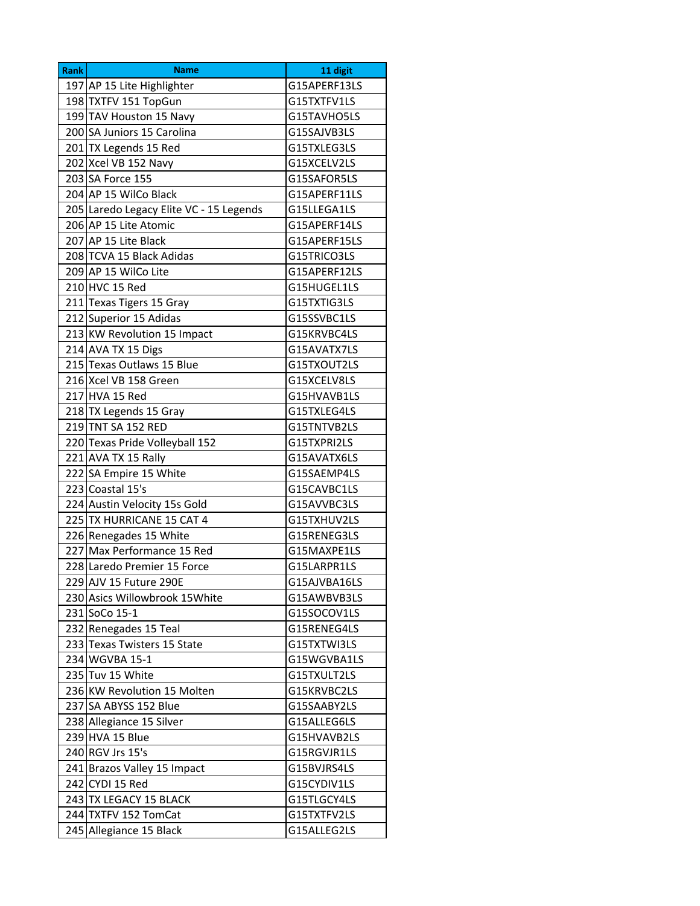| Rank | Name | 11 digit |
|---|---|---|
| 197 | AP 15 Lite Highlighter | G15APERF13LS |
| 198 | TXTFV 151 TopGun | G15TXTFV1LS |
| 199 | TAV Houston 15 Navy | G15TAVHO5LS |
| 200 | SA Juniors 15 Carolina | G15SAJVB3LS |
| 201 | TX Legends 15 Red | G15TXLEG3LS |
| 202 | Xcel VB 152 Navy | G15XCELV2LS |
| 203 | SA Force 155 | G15SAFOR5LS |
| 204 | AP 15 WilCo Black | G15APERF11LS |
| 205 | Laredo Legacy Elite VC - 15 Legends | G15LLEGA1LS |
| 206 | AP 15 Lite Atomic | G15APERF14LS |
| 207 | AP 15 Lite Black | G15APERF15LS |
| 208 | TCVA 15 Black Adidas | G15TRICO3LS |
| 209 | AP 15 WilCo Lite | G15APERF12LS |
| 210 | HVC 15 Red | G15HUGEL1LS |
| 211 | Texas Tigers 15 Gray | G15TXTIG3LS |
| 212 | Superior 15 Adidas | G15SSVBC1LS |
| 213 | KW Revolution 15 Impact | G15KRVBC4LS |
| 214 | AVA TX 15 Digs | G15AVATX7LS |
| 215 | Texas Outlaws 15 Blue | G15TXOUT2LS |
| 216 | Xcel VB 158 Green | G15XCELV8LS |
| 217 | HVA 15 Red | G15HVAVB1LS |
| 218 | TX Legends 15 Gray | G15TXLEG4LS |
| 219 | TNT SA 152 RED | G15TNTVB2LS |
| 220 | Texas Pride Volleyball 152 | G15TXPRI2LS |
| 221 | AVA TX 15 Rally | G15AVATX6LS |
| 222 | SA Empire 15 White | G15SAEMP4LS |
| 223 | Coastal 15's | G15CAVBC1LS |
| 224 | Austin Velocity 15s Gold | G15AVVBC3LS |
| 225 | TX HURRICANE 15 CAT 4 | G15TXHUV2LS |
| 226 | Renegades 15 White | G15RENEG3LS |
| 227 | Max Performance 15 Red | G15MAXPE1LS |
| 228 | Laredo Premier 15 Force | G15LARPR1LS |
| 229 | AJV 15 Future 290E | G15AJVBA16LS |
| 230 | Asics Willowbrook 15White | G15AWBVB3LS |
| 231 | SoCo 15-1 | G15SOCOV1LS |
| 232 | Renegades 15 Teal | G15RENEG4LS |
| 233 | Texas Twisters 15 State | G15TXTWI3LS |
| 234 | WGVBA 15-1 | G15WGVBA1LS |
| 235 | Tuv 15 White | G15TXULT2LS |
| 236 | KW Revolution 15 Molten | G15KRVBC2LS |
| 237 | SA ABYSS 152 Blue | G15SAABY2LS |
| 238 | Allegiance 15 Silver | G15ALLEG6LS |
| 239 | HVA 15 Blue | G15HVAVB2LS |
| 240 | RGV Jrs 15's | G15RGVJR1LS |
| 241 | Brazos Valley 15 Impact | G15BVJRS4LS |
| 242 | CYDI 15 Red | G15CYDIV1LS |
| 243 | TX LEGACY 15 BLACK | G15TLGCY4LS |
| 244 | TXTFV 152 TomCat | G15TXTFV2LS |
| 245 | Allegiance 15 Black | G15ALLEG2LS |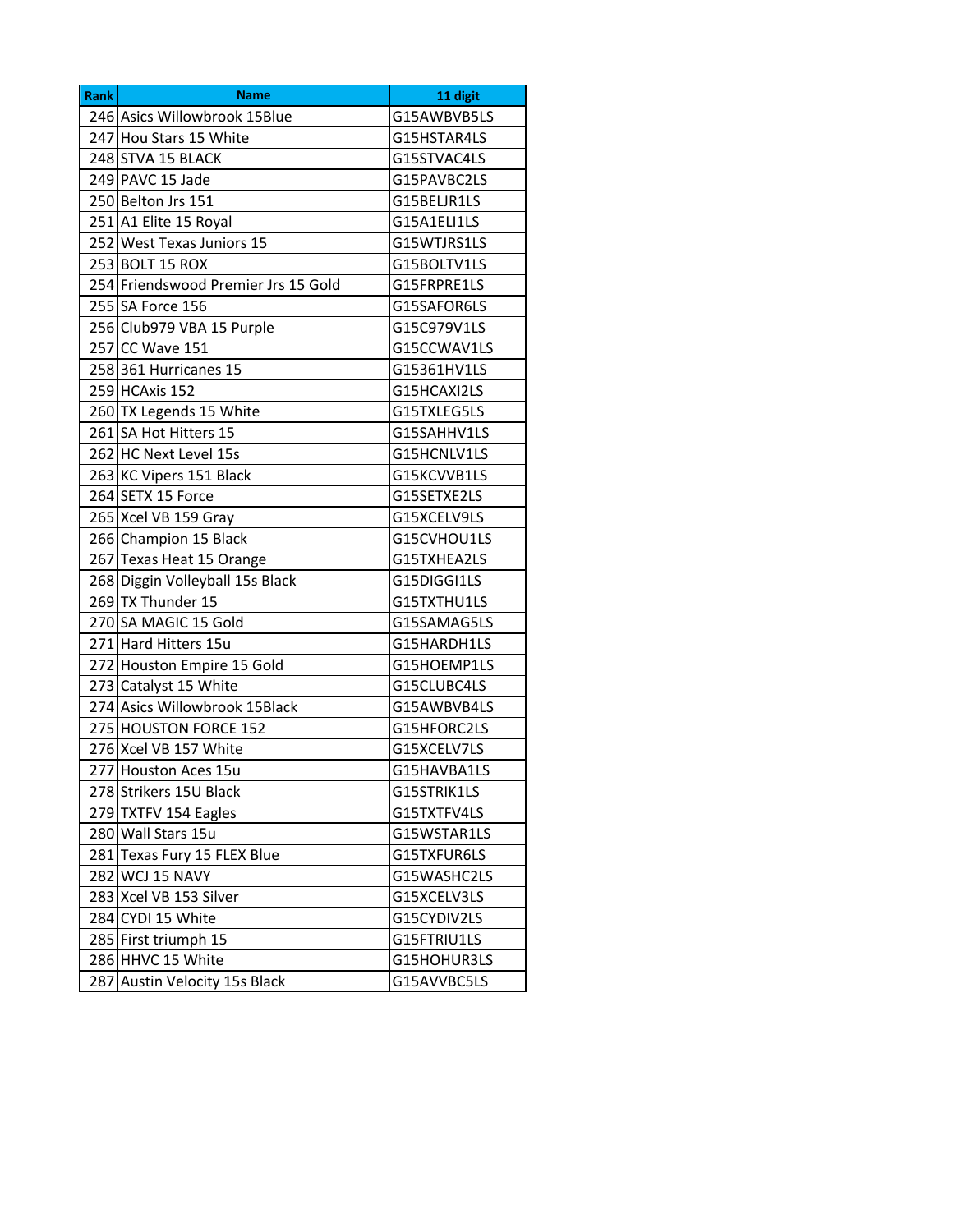| Rank | Name | 11 digit |
| --- | --- | --- |
| 246 | Asics Willowbrook 15Blue | G15AWBVB5LS |
| 247 | Hou Stars 15 White | G15HSTAR4LS |
| 248 | STVA 15 BLACK | G15STVAC4LS |
| 249 | PAVC 15 Jade | G15PAVBC2LS |
| 250 | Belton Jrs 151 | G15BELJR1LS |
| 251 | A1 Elite 15 Royal | G15A1ELI1LS |
| 252 | West Texas Juniors 15 | G15WTJRS1LS |
| 253 | BOLT 15 ROX | G15BOLTV1LS |
| 254 | Friendswood Premier Jrs 15 Gold | G15FRPRE1LS |
| 255 | SA Force 156 | G15SAFOR6LS |
| 256 | Club979 VBA 15 Purple | G15C979V1LS |
| 257 | CC Wave 151 | G15CCWAV1LS |
| 258 | 361 Hurricanes 15 | G15361HV1LS |
| 259 | HCAxis 152 | G15HCAXI2LS |
| 260 | TX Legends 15 White | G15TXLEG5LS |
| 261 | SA Hot Hitters 15 | G15SAHHV1LS |
| 262 | HC Next Level 15s | G15HCNLV1LS |
| 263 | KC Vipers 151 Black | G15KCVVB1LS |
| 264 | SETX 15 Force | G15SETXE2LS |
| 265 | Xcel VB 159 Gray | G15XCELV9LS |
| 266 | Champion 15 Black | G15CVHOU1LS |
| 267 | Texas Heat 15 Orange | G15TXHEA2LS |
| 268 | Diggin Volleyball 15s Black | G15DIGGI1LS |
| 269 | TX Thunder 15 | G15TXTHU1LS |
| 270 | SA MAGIC 15 Gold | G15SAMAG5LS |
| 271 | Hard Hitters 15u | G15HARDH1LS |
| 272 | Houston Empire 15 Gold | G15HOEMP1LS |
| 273 | Catalyst 15 White | G15CLUBC4LS |
| 274 | Asics Willowbrook 15Black | G15AWBVB4LS |
| 275 | HOUSTON FORCE 152 | G15HFORC2LS |
| 276 | Xcel VB 157 White | G15XCELV7LS |
| 277 | Houston Aces 15u | G15HAVBA1LS |
| 278 | Strikers 15U Black | G15STRIK1LS |
| 279 | TXTFV 154 Eagles | G15TXTFV4LS |
| 280 | Wall Stars 15u | G15WSTAR1LS |
| 281 | Texas Fury 15 FLEX Blue | G15TXFUR6LS |
| 282 | WCJ 15 NAVY | G15WASHC2LS |
| 283 | Xcel VB 153 Silver | G15XCELV3LS |
| 284 | CYDI 15 White | G15CYDIV2LS |
| 285 | First triumph 15 | G15FTRIU1LS |
| 286 | HHVC 15 White | G15HOHUR3LS |
| 287 | Austin Velocity 15s Black | G15AVVBC5LS |